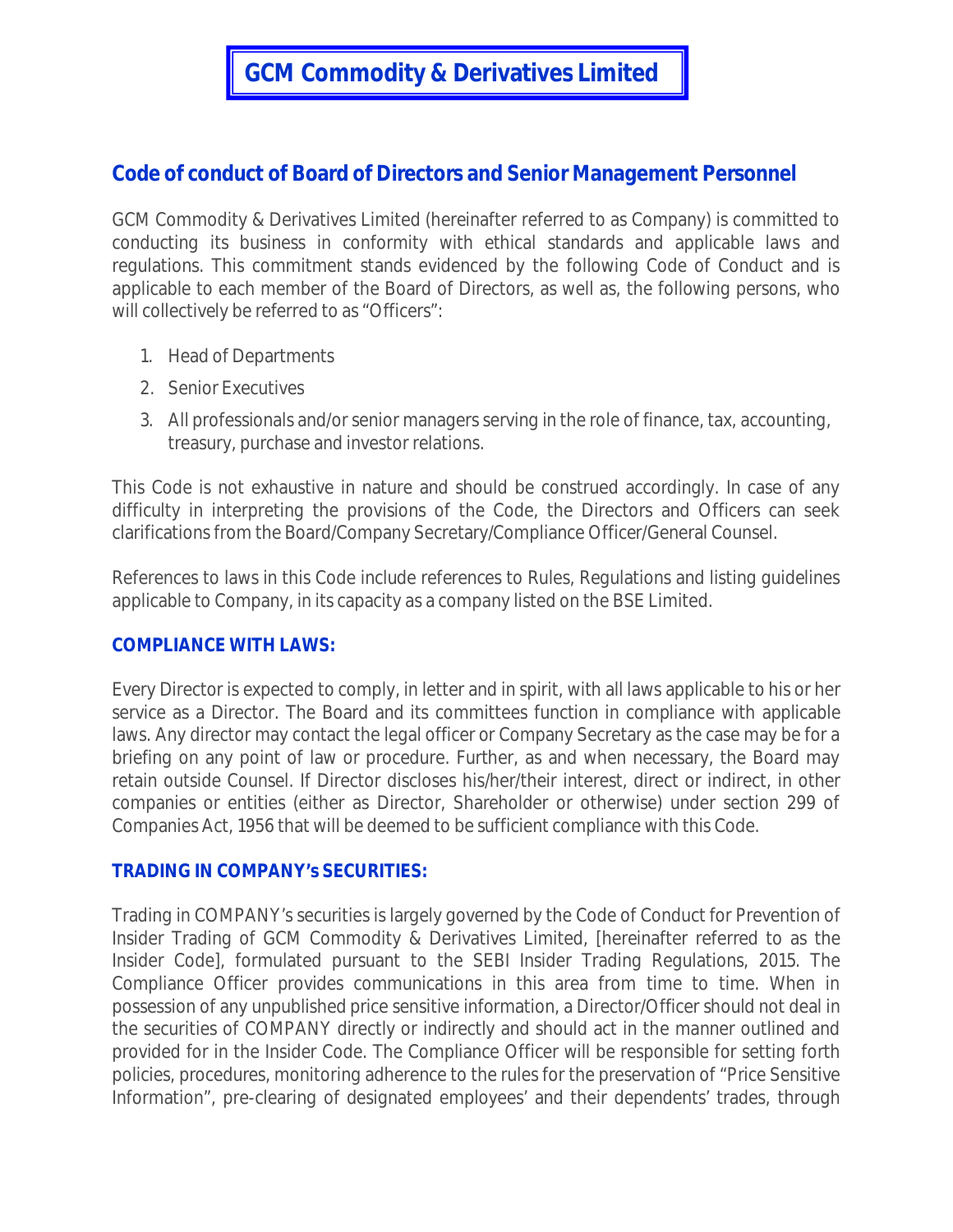# GCM Commodity & Derivatives Limited

## Code of conduct of Board of Directors and Senior Management Personnel

GCM Commodity & Derivatives Limited (hereinafter referred to as Company) is committed to conducting its business in conformity with ethical standards and applicable laws and regulations. This commitment stands evidenced by the following Code of Conduct and is applicable to each member of the Board of Directors, as well as, the following persons, who will collectively be referred to as "Officers":

1. Head of Departments
2. Senior Executives
3. All professionals and/or senior managers serving in the role of finance, tax, accounting, treasury, purchase and investor relations.

This Code is not exhaustive in nature and should be construed accordingly. In case of any difficulty in interpreting the provisions of the Code, the Directors and Officers can seek clarifications from the Board/Company Secretary/Compliance Officer/General Counsel.

References to laws in this Code include references to Rules, Regulations and listing guidelines applicable to Company, in its capacity as a company listed on the BSE Limited.

### COMPLIANCE WITH LAWS:

Every Director is expected to comply, in letter and in spirit, with all laws applicable to his or her service as a Director. The Board and its committees function in compliance with applicable laws. Any director may contact the legal officer or Company Secretary as the case may be for a briefing on any point of law or procedure. Further, as and when necessary, the Board may retain outside Counsel. If Director discloses his/her/their interest, direct or indirect, in other companies or entities (either as Director, Shareholder or otherwise) under section 299 of Companies Act, 1956 that will be deemed to be sufficient compliance with this Code.

### TRADING IN COMPANY's SECURITIES:

Trading in COMPANY's securities is largely governed by the Code of Conduct for Prevention of Insider Trading of GCM Commodity & Derivatives Limited, [hereinafter referred to as the Insider Code], formulated pursuant to the SEBI Insider Trading Regulations, 2015. The Compliance Officer provides communications in this area from time to time. When in possession of any unpublished price sensitive information, a Director/Officer should not deal in the securities of COMPANY directly or indirectly and should act in the manner outlined and provided for in the Insider Code. The Compliance Officer will be responsible for setting forth policies, procedures, monitoring adherence to the rules for the preservation of "Price Sensitive Information", pre-clearing of designated employees' and their dependents' trades, through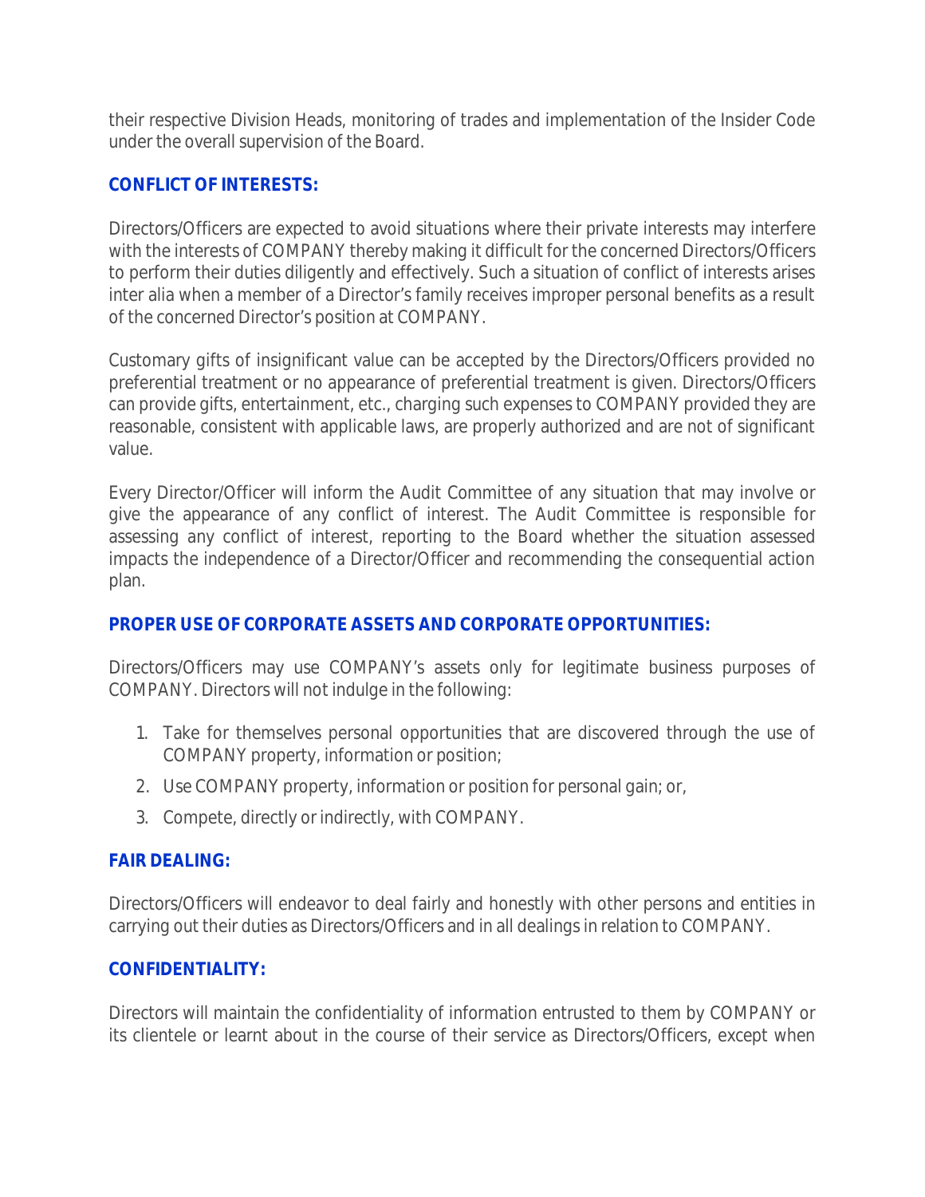their respective Division Heads, monitoring of trades and implementation of the Insider Code under the overall supervision of the Board.

## CONFLICT OF INTERESTS:

Directors/Officers are expected to avoid situations where their private interests may interfere with the interests of COMPANY thereby making it difficult for the concerned Directors/Officers to perform their duties diligently and effectively. Such a situation of conflict of interests arises inter alia when a member of a Director's family receives improper personal benefits as a result of the concerned Director's position at COMPANY.

Customary gifts of insignificant value can be accepted by the Directors/Officers provided no preferential treatment or no appearance of preferential treatment is given. Directors/Officers can provide gifts, entertainment, etc., charging such expenses to COMPANY provided they are reasonable, consistent with applicable laws, are properly authorized and are not of significant value.

Every Director/Officer will inform the Audit Committee of any situation that may involve or give the appearance of any conflict of interest. The Audit Committee is responsible for assessing any conflict of interest, reporting to the Board whether the situation assessed impacts the independence of a Director/Officer and recommending the consequential action plan.

## PROPER USE OF CORPORATE ASSETS AND CORPORATE OPPORTUNITIES:

Directors/Officers may use COMPANY's assets only for legitimate business purposes of COMPANY. Directors will not indulge in the following:

1. Take for themselves personal opportunities that are discovered through the use of COMPANY property, information or position;
2. Use COMPANY property, information or position for personal gain; or,
3. Compete, directly or indirectly, with COMPANY.

## FAIR DEALING:

Directors/Officers will endeavor to deal fairly and honestly with other persons and entities in carrying out their duties as Directors/Officers and in all dealings in relation to COMPANY.

## CONFIDENTIALITY:

Directors will maintain the confidentiality of information entrusted to them by COMPANY or its clientele or learnt about in the course of their service as Directors/Officers, except when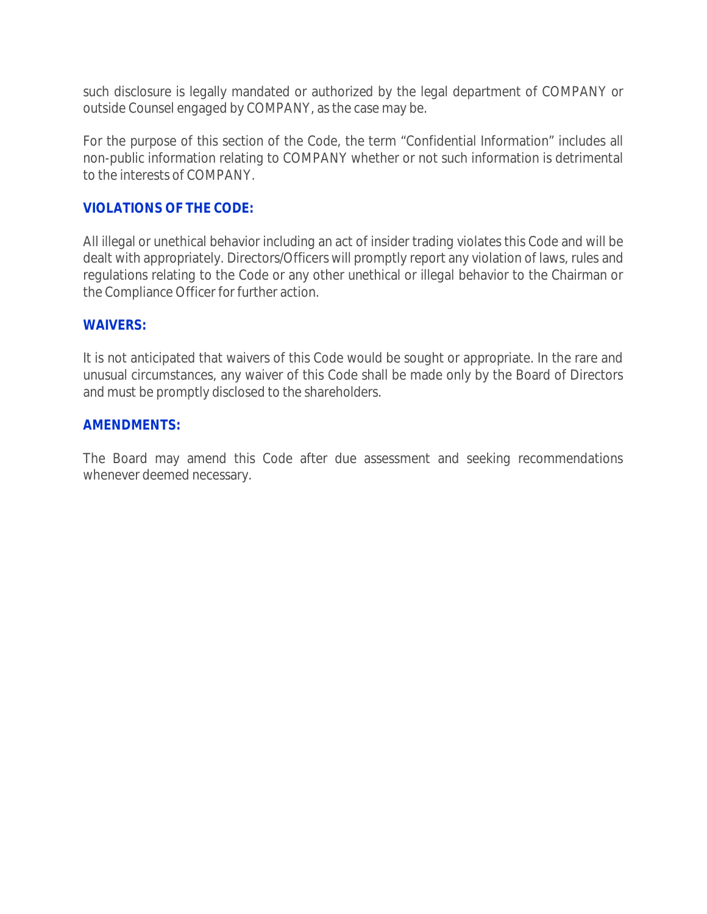such disclosure is legally mandated or authorized by the legal department of COMPANY or outside Counsel engaged by COMPANY, as the case may be.

For the purpose of this section of the Code, the term “Confidential Information” includes all non-public information relating to COMPANY whether or not such information is detrimental to the interests of COMPANY.

## VIOLATIONS OF THE CODE:

All illegal or unethical behavior including an act of insider trading violates this Code and will be dealt with appropriately. Directors/Officers will promptly report any violation of laws, rules and regulations relating to the Code or any other unethical or illegal behavior to the Chairman or the Compliance Officer for further action.

## WAIVERS:

It is not anticipated that waivers of this Code would be sought or appropriate. In the rare and unusual circumstances, any waiver of this Code shall be made only by the Board of Directors and must be promptly disclosed to the shareholders.

## AMENDMENTS:

The Board may amend this Code after due assessment and seeking recommendations whenever deemed necessary.